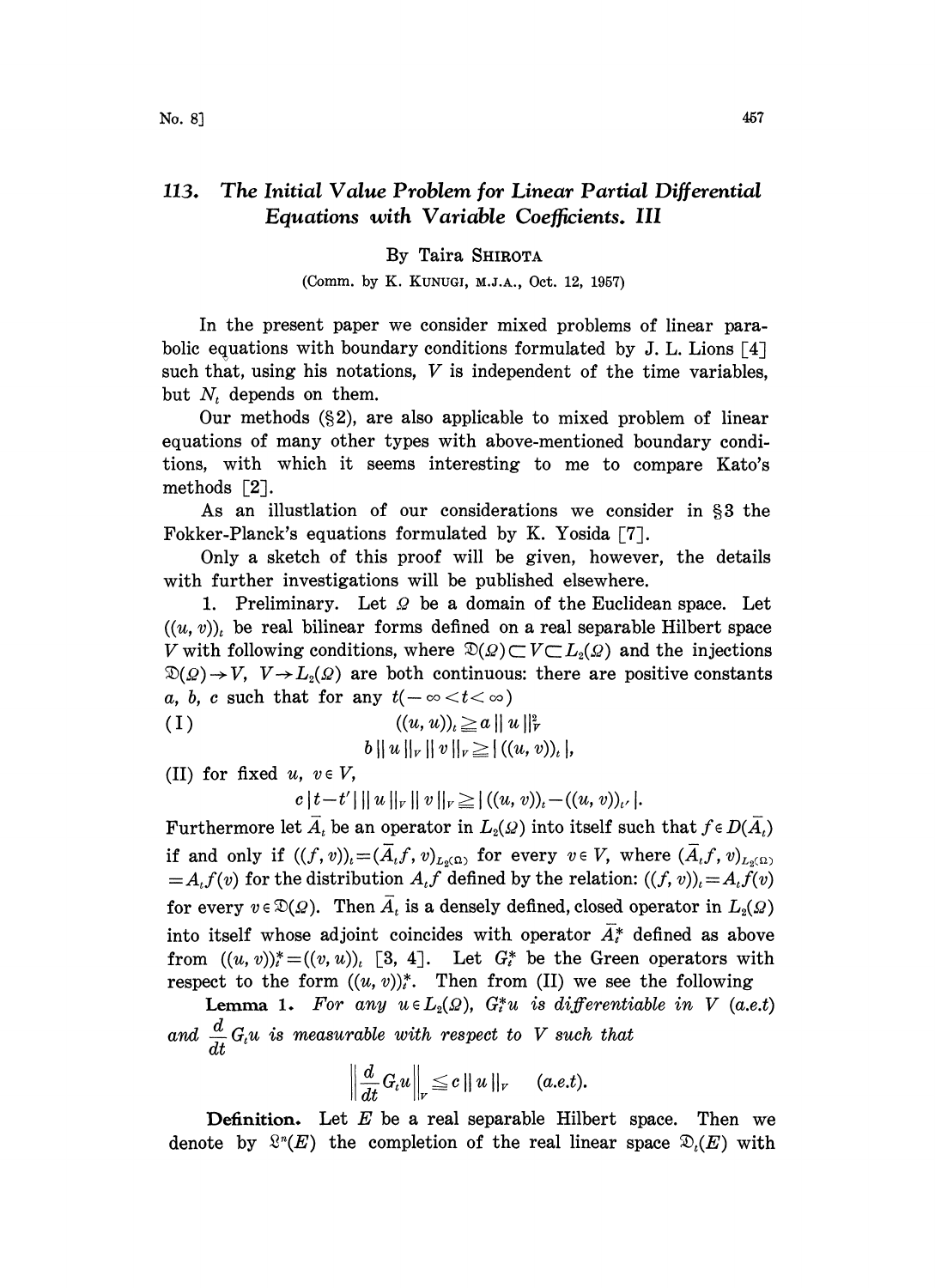# 113. The Initial Value Problem for Linear Partial Differential Equations with Variable Coefficients. III

By Taira SHIROTA

(Comm. by K. KUNUGI, M.J.A., Oct. 12, 1957)

In the present paper we consider mixed problems of linear parabolic equations with boundary conditions formulated by J. L. Lions [4] such that, using his notations, $V$ is independent of the time variables, but $N_t$ depends on them.

Our methods (§2), are also applicable to mixed problem of linear equations of many other types with above-mentioned boundary conditions, with which it seems interesting to me to compare Kato's methods [2].

As an illustlation of our considerations we consider in §3 the Fokker-Planck's equations formulated by K. Yosida [7].

Only a sketch of this proof will be given, however, the details with further investigations will be published elsewhere.

1. Preliminary. Let $\Omega$ be a domain of the Euclidean space. Let $((u, v))_t$ be real bilinear forms defined on a real separable Hilbert space $V$ with following conditions, where $\mathfrak{D}(\Omega)\subset V\subset L_2(\Omega)$ and the injections $\mathfrak{D}(\Omega)\rightarrow V$, $V\rightarrow L_2(\Omega)$ are both continuous: there are positive constants $a$, $b$, $c$ such that for any $t(-\infty<t<\infty)$

$$\text{(I)} \qquad ((u, u))_t \geqq a\,\|u\|_V^2$$
$$b\,\|u\|_V\,\|v\|_V \geqq |((u, v))_t|,$$

(II) for fixed $u, v \in V$,

$$c\,|t-t'|\,\|u\|_V\,\|v\|_V \geqq |((u, v))_t - ((u, v))_{t'}|.$$

Furthermore let $\bar{A}_t$ be an operator in $L_2(\Omega)$ into itself such that $f\in D(\bar{A}_t)$ if and only if $((f, v))_t=(\bar{A}_t f, v)_{L_2(\Omega)}$ for every $v\in V$, where $(\bar{A}_t f, v)_{L_2(\Omega)}=A_t f(v)$ for the distribution $A_t f$ defined by the relation: $((f, v))_t=A_t f(v)$ for every $v\in\mathfrak{D}(\Omega)$. Then $\bar{A}_t$ is a densely defined, closed operator in $L_2(\Omega)$ into itself whose adjoint coincides with operator $\bar{A}_t^*$ defined as above from $((u, v))_t^*=((v, u))_t$ [3, 4]. Let $G_t^*$ be the Green operators with respect to the form $((u, v))_t^*$. Then from (II) we see the following

**Lemma 1.** *For any $u\in L_2(\Omega)$, $G_t^*u$ is differentiable in $V$ (a.e.t) and $\frac{d}{dt}G_t u$ is measurable with respect to $V$ such that*

$$\left\|\frac{d}{dt}G_t u\right\|_V \leqq c\,\|u\|_V \qquad (a.e.t).$$

**Definition.** Let $E$ be a real separable Hilbert space. Then we denote by $\mathfrak{L}^n(E)$ the completion of the real linear space $\mathfrak{D}_t(E)$ with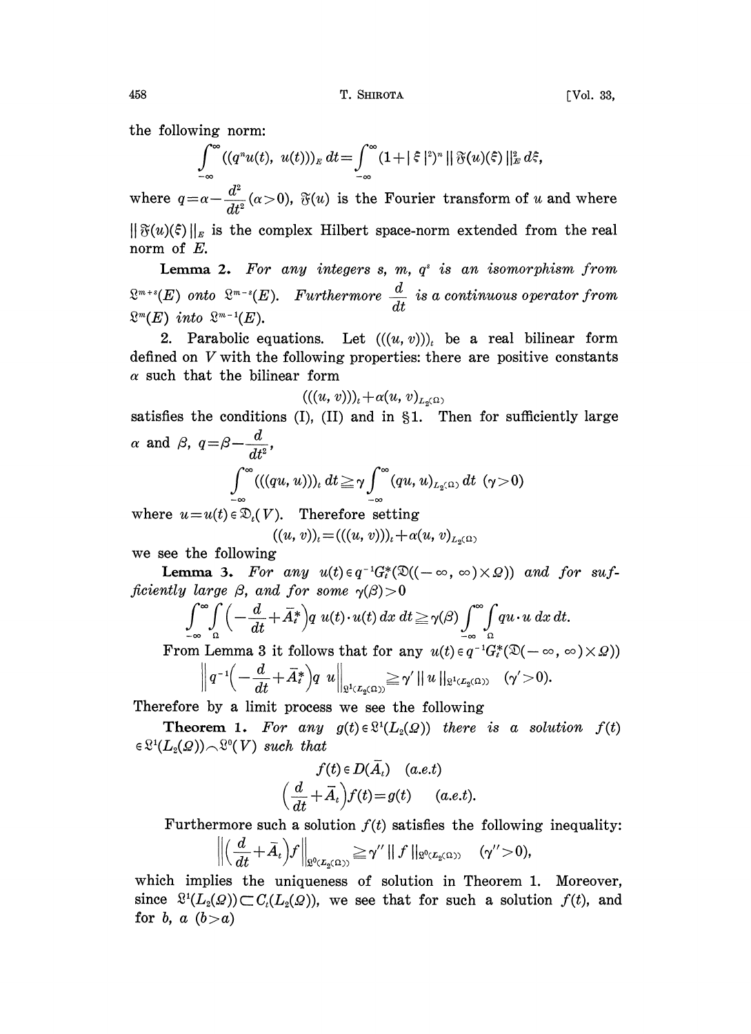the following norm:

$$\int_{-\infty}^{\infty}((q^n u(t),\ u(t)))_E\, dt = \int_{-\infty}^{\infty}(1+|\xi|^2)^n \|\mathfrak{F}(u)(\xi)\|_E^2\, d\xi,$$

where $q=\alpha-\dfrac{d^2}{dt^2}$ $(\alpha>0)$, $\mathfrak{F}(u)$ is the Fourier transform of $u$ and where $\|\mathfrak{F}(u)(\xi)\|_E$ is the complex Hilbert space-norm extended from the real norm of $E$.

**Lemma 2.** *For any integers $s$, $m$, $q^s$ is an isomorphism from $\mathfrak{L}^{m+s}(E)$ onto $\mathfrak{L}^{m-s}(E)$. Furthermore $\dfrac{d}{dt}$ is a continuous operator from $\mathfrak{L}^m(E)$ into $\mathfrak{L}^{m-1}(E)$.*

2. Parabolic equations. Let $(((u,v)))_t$ be a real bilinear form defined on $V$ with the following properties: there are positive constants $\alpha$ such that the bilinear form

$$(((u,v)))_t + \alpha(u,v)_{L_2(\Omega)}$$

satisfies the conditions (I), (II) and in §1. Then for sufficiently large $\alpha$ and $\beta$, $q=\beta-\dfrac{d}{dt^2}$,

$$\int_{-\infty}^{\infty}(((qu,u)))_t\, dt \geqq \gamma\int_{-\infty}^{\infty}(qu,u)_{L_2(\Omega)}\, dt \quad (\gamma>0)$$

where $u=u(t)\in\mathfrak{D}_t(V)$. Therefore setting

$$((u,v))_t = (((u,v)))_t + \alpha(u,v)_{L_2(\Omega)}$$

we see the following

**Lemma 3.** *For any $u(t)\in q^{-1}G_t^*(\mathfrak{D}((-\infty,\infty)\times\Omega))$ and for sufficiently large $\beta$, and for some $\gamma(\beta)>0$*

$$\int_{-\infty}^{\infty}\int_{\Omega}\Big(-\frac{d}{dt}+\bar{A}_t^*\Big)q\, u(t)\cdot u(t)\, dx\, dt \geqq \gamma(\beta)\int_{-\infty}^{\infty}\int_{\Omega} qu\cdot u\, dx\, dt.$$

From Lemma 3 it follows that for any $u(t)\in q^{-1}G_t^*(\mathfrak{D}(-\infty,\infty)\times\Omega))$

$$\Big\|q^{-1}\Big(-\frac{d}{dt}+\bar{A}_t^*\Big)q\ u\Big\|_{\mathfrak{L}^1(L_2(\Omega))} \geqq \gamma'\|u\|_{\mathfrak{L}^1(L_2(\Omega))} \quad (\gamma'>0).$$

Therefore by a limit process we see the following

**Theorem 1.** *For any $g(t)\in\mathfrak{L}^1(L_2(\Omega))$ there is a solution $f(t)\in\mathfrak{L}^1(L_2(\Omega))\frown\mathfrak{L}^0(V)$ such that*

$$f(t)\in D(\bar{A}_t) \quad (a.e.t)$$

$$\Big(\frac{d}{dt}+\bar{A}_t\Big)f(t)=g(t) \qquad (a.e.t).$$

Furthermore such a solution $f(t)$ satisfies the following inequality:

$$\Big\|\Big(\frac{d}{dt}+\bar{A}_t\Big)f\Big\|_{\mathfrak{L}^0(L_2(\Omega))} \geqq \gamma''\|f\|_{\mathfrak{L}^0(L_2(\Omega))} \quad (\gamma''>0),$$

which implies the uniqueness of solution in Theorem 1. Moreover, since $\mathfrak{L}^1(L_2(\Omega))\subset C_t(L_2(\Omega))$, we see that for such a solution $f(t)$, and for $b$, $a$ $(b>a)$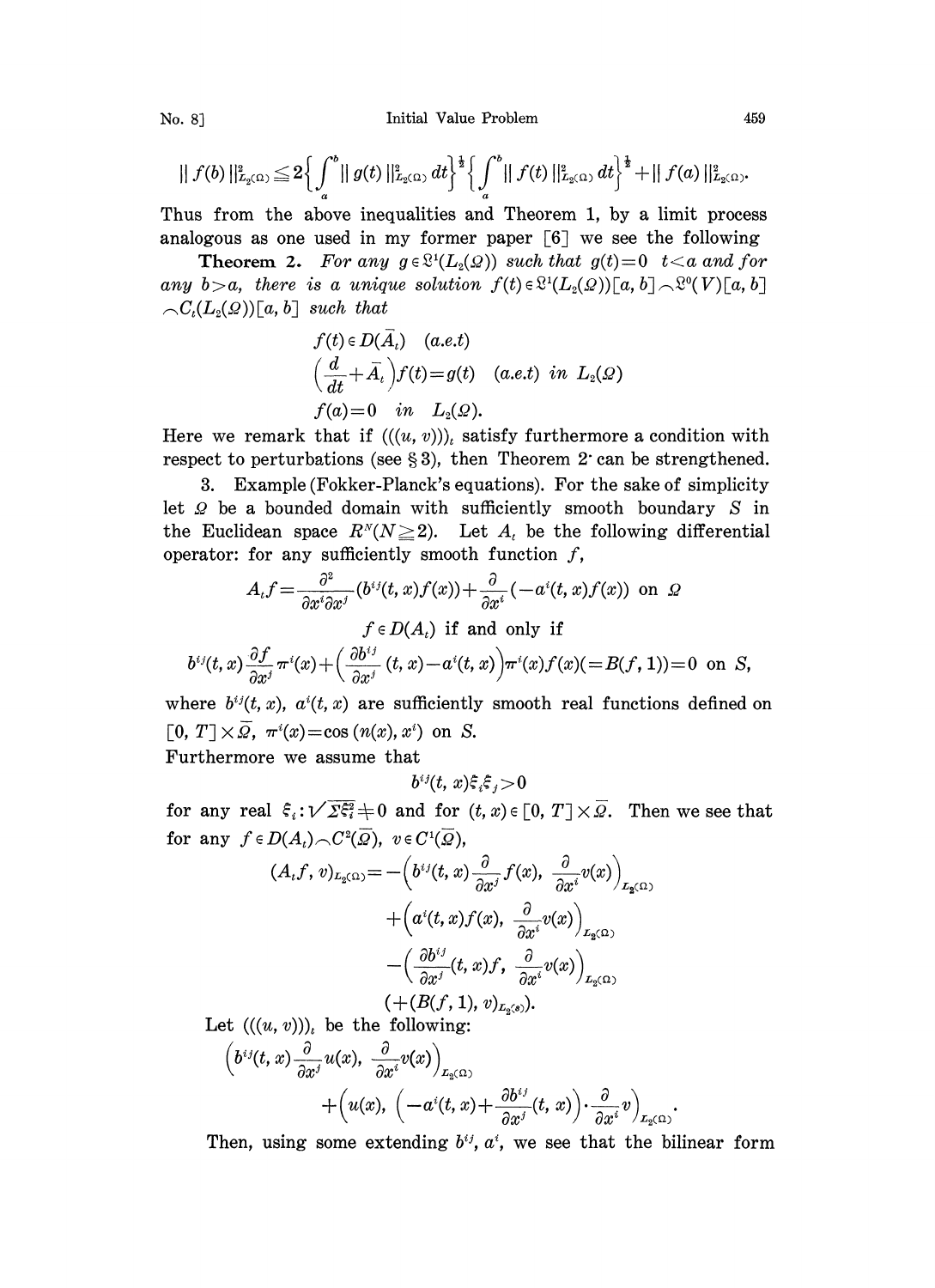$$\| f(b) \|^2_{L_2(\Omega)} \leqq 2\left\{ \int_a^b \| g(t) \|^2_{L_2(\Omega)} dt \right\}^{\frac{1}{2}} \left\{ \int_a^b \| f(t) \|^2_{L_2(\Omega)} dt \right\}^{\frac{1}{2}} + \| f(a) \|^2_{L_2(\Omega)}.$$

Thus from the above inequalities and Theorem 1, by a limit process analogous as one used in my former paper [6] we see the following

**Theorem 2.** *For any $g \in \mathfrak{L}^1(L_2(\Omega))$ such that $g(t)=0$ $t<a$ and for any $b>a$, there is a unique solution $f(t) \in \mathfrak{L}^1(L_2(\Omega))[a,b] \frown \mathfrak{L}^0(V)[a,b] \frown C_t(L_2(\Omega))[a,b]$ such that*

$$f(t) \in D(\bar{A}_t) \quad (a.e.t)$$

$$\left(\frac{d}{dt} + \bar{A}_t\right) f(t) = g(t) \quad (a.e.t) \text{ in } L_2(\Omega)$$

$$f(a) = 0 \quad in \quad L_2(\Omega).$$

Here we remark that if $(((u,v)))_t$ satisfy furthermore a condition with respect to perturbations (see § 3), then Theorem 2· can be strengthened.

3. Example (Fokker-Planck's equations). For the sake of simplicity let $\Omega$ be a bounded domain with sufficiently smooth boundary $S$ in the Euclidean space $R^N (N \geqq 2)$. Let $A_t$ be the following differential operator: for any sufficiently smooth function $f$,

$$A_t f = \frac{\partial^2}{\partial x^i \partial x^j}(b^{ij}(t,x) f(x)) + \frac{\partial}{\partial x^i}(-a^i(t,x) f(x)) \text{ on } \Omega$$

$$f \in D(A_t) \text{ if and only if}$$

$$b^{ij}(t,x)\frac{\partial f}{\partial x^j}\pi^i(x) + \left(\frac{\partial b^{ij}}{\partial x^j}(t,x) - a^i(t,x)\right)\pi^i(x) f(x) (= B(f,1)) = 0 \text{ on } S,$$

where $b^{ij}(t,x)$, $a^i(t,x)$ are sufficiently smooth real functions defined on $[0,T] \times \bar{\Omega}$, $\pi^i(x) = \cos(n(x), x^i)$ on $S$.

Furthermore we assume that

$$b^{ij}(t,x)\xi_i \xi_j > 0$$

for any real $\xi_i : \sqrt{\Sigma \xi_i^2} \neq 0$ and for $(t,x) \in [0,T] \times \bar{\Omega}$. Then we see that for any $f \in D(A_t) \frown C^2(\bar{\Omega})$, $v \in C^1(\bar{\Omega})$,

$$(A_t f, v)_{L_2(\Omega)} = -\left(b^{ij}(t,x)\frac{\partial}{\partial x^j} f(x), \frac{\partial}{\partial x^i} v(x)\right)_{L_2(\Omega)}$$

$$+ \left(a^i(t,x) f(x), \frac{\partial}{\partial x^i} v(x)\right)_{L_2(\Omega)}$$

$$- \left(\frac{\partial b^{ij}}{\partial x^j}(t,x) f, \frac{\partial}{\partial x^i} v(x)\right)_{L_2(\Omega)}$$

$$(+(B(f,1), v)_{L_2(S)}).$$

Let $(((u,v)))_t$ be the following:

$$\left(b^{ij}(t,x)\frac{\partial}{\partial x^j} u(x), \frac{\partial}{\partial x^i} v(x)\right)_{L_2(\Omega)}$$

$$+ \left(u(x), \left(-a^i(t,x) + \frac{\partial b^{ij}}{\partial x^j}(t,x)\right) \cdot \frac{\partial}{\partial x^i} v\right)_{L_2(\Omega)}.$$

Then, using some extending $b^{ij}$, $a^i$, we see that the bilinear form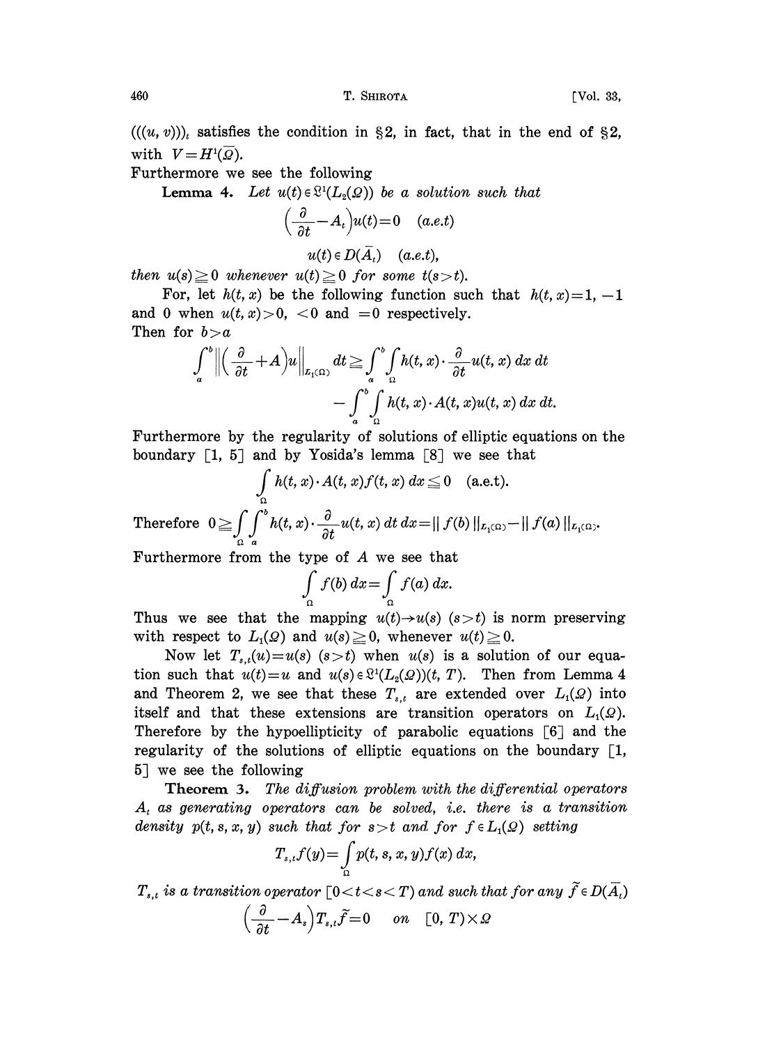$(((u, v)))_t$ satisfies the condition in §2, in fact, that in the end of §2, with $V=H^1(\bar{\Omega})$.

Furthermore we see the following

**Lemma 4.** *Let $u(t)\in\mathfrak{L}^1(L_2(\Omega))$ be a solution such that*

$$\left(\frac{\partial}{\partial t}-A_t\right)u(t)=0 \quad (a.e.t)$$

$$u(t)\in D(\bar{A}_t) \quad (a.e.t),$$

*then $u(s)\geqq 0$ whenever $u(t)\geqq 0$ for some $t(s>t)$.*

For, let $h(t, x)$ be the following function such that $h(t, x)=1, -1$ and $0$ when $u(t, x)>0$, $<0$ and $=0$ respectively.

Then for $b>a$

$$\int_a^b \left\| \left(\frac{\partial}{\partial t}+A\right)u\right\|_{L_1(\Omega)} dt \geqq \int_a^b \int_\Omega h(t, x)\cdot\frac{\partial}{\partial t}u(t, x)\,dx\,dt$$
$$-\int_a^b\int_\Omega h(t, x)\cdot A(t, x)u(t, x)\,dx\,dt.$$

Furthermore by the regularity of solutions of elliptic equations on the boundary [1, 5] and by Yosida's lemma [8] we see that

$$\int_\Omega h(t, x)\cdot A(t, x)f(t, x)\,dx \leqq 0 \quad \text{(a.e.t)}.$$

Therefore $0\geqq \displaystyle\int_\Omega\int_a^b h(t, x)\cdot\frac{\partial}{\partial t}u(t, x)\,dt\,dx=\| f(b)\|_{L_1(\Omega)}-\| f(a)\|_{L_1(\Omega)}.$

Furthermore from the type of $A$ we see that

$$\int_\Omega f(b)\,dx=\int_\Omega f(a)\,dx.$$

Thus we see that the mapping $u(t)\to u(s)$ $(s>t)$ is norm preserving with respect to $L_1(\Omega)$ and $u(s)\geqq 0$, whenever $u(t)\geqq 0$.

Now let $T_{s,t}(u)=u(s)$ $(s>t)$ when $u(s)$ is a solution of our equation such that $u(t)=u$ and $u(s)\in\mathfrak{L}^1(L_2(\Omega))(t, T)$. Then from Lemma 4 and Theorem 2, we see that these $T_{s,t}$ are extended over $L_1(\Omega)$ into itself and that these extensions are transition operators on $L_1(\Omega)$. Therefore by the hypoellipticity of parabolic equations [6] and the regularity of the solutions of elliptic equations on the boundary [1, 5] we see the following

**Theorem 3.** *The diffusion problem with the differential operators $A_t$ as generating operators can be solved, i.e. there is a transition density $p(t, s, x, y)$ such that for $s>t$ and for $f\in L_1(\Omega)$ setting*

$$T_{s,t}f(y)=\int_\Omega p(t, s, x, y)f(x)\,dx,$$

*$T_{s,t}$ is a transition operator $[0<t<s<T)$ and such that for any $\tilde{f}\in D(\bar{A}_t)$*

$$\left(\frac{\partial}{\partial t}-A_s\right)T_{s,t}\tilde{f}=0 \quad on \quad [0, T)\times\Omega$$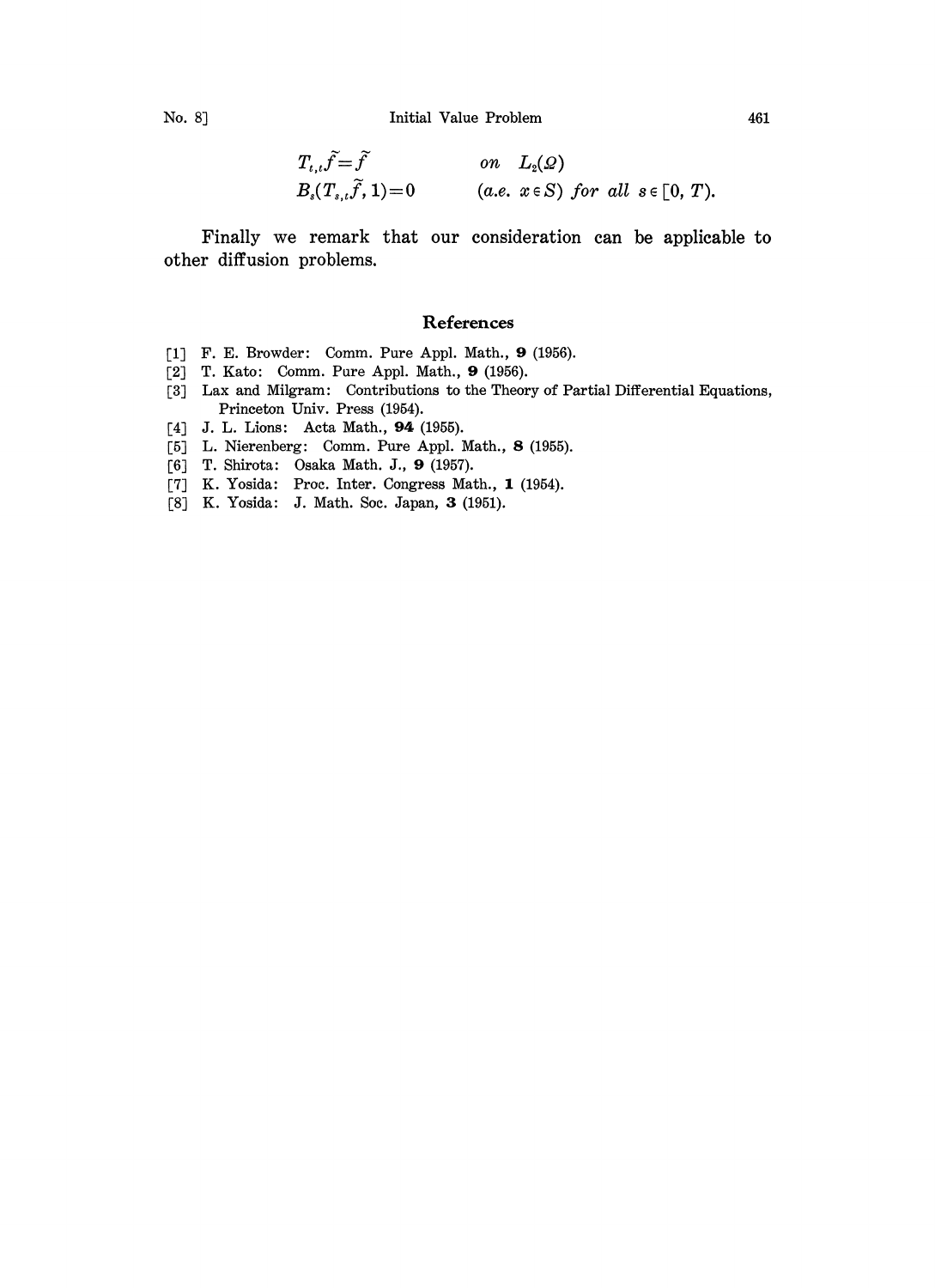$$T_{t,t}\tilde{f}=\tilde{f} \qquad \text{on} \quad L_2(\Omega)$$

$$B_s(T_{s,t}\tilde{f}, 1)=0 \qquad (a.e.\ x \in S) \ \text{for all} \ s \in [0, T).$$

Finally we remark that our consideration can be applicable to other diffusion problems.

## References

[1] F. E. Browder: Comm. Pure Appl. Math., **9** (1956).

[2] T. Kato: Comm. Pure Appl. Math., **9** (1956).

[3] Lax and Milgram: Contributions to the Theory of Partial Differential Equations, Princeton Univ. Press (1954).

[4] J. L. Lions: Acta Math., **94** (1955).

[5] L. Nierenberg: Comm. Pure Appl. Math., **8** (1955).

[6] T. Shirota: Osaka Math. J., **9** (1957).

[7] K. Yosida: Proc. Inter. Congress Math., **1** (1954).

[8] K. Yosida: J. Math. Soc. Japan, **3** (1951).